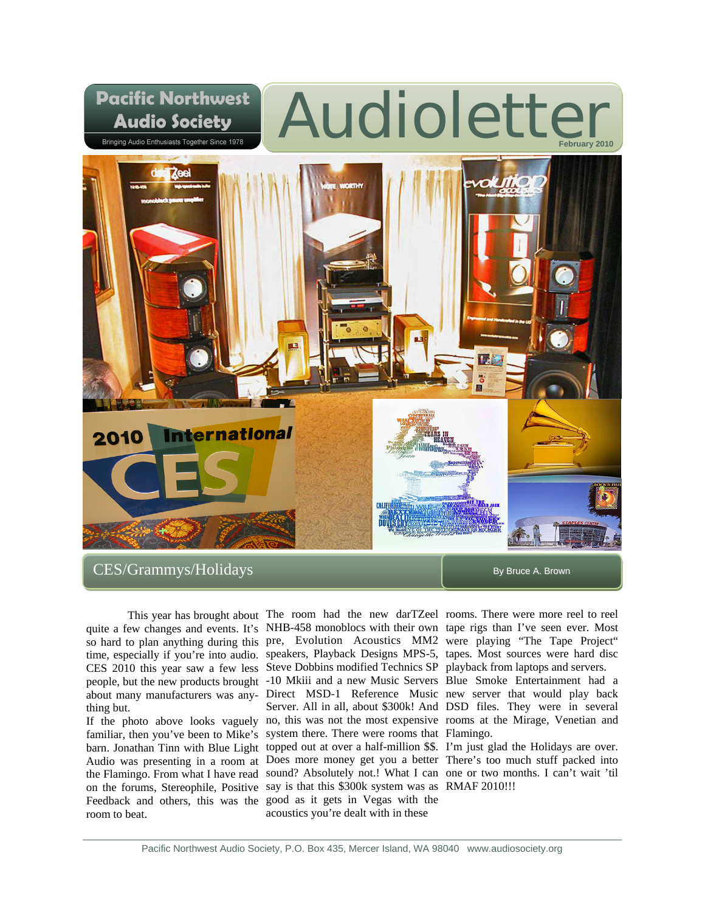# Pacific Northwest Audio Society

Bringing Audio Enthusiasts Together Since 1978

# Audioletter

February 2010

## CES/Grammys/Holidays

By Bruce A. Brown

This year has brought about quite a few changes and events. It's so hard to plan anything during this time, especially if you're into audio. CES 2010 this year saw a few less people, but the new products brought about many manufacturers was anything but.

If the photo above looks vaguely familiar, then you've been to Mike's barn. Jonathan Tinn with Blue Light Audio was presenting in a room at the Flamingo. From what I have read on the forums, Stereophile, Positive Feedback and others, this was the room to beat.

The room had the new darTZeel NHB-458 monoblocs with their own pre, Evolution Acoustics MM2 speakers, Playback Designs MPS-5, Steve Dobbins modified Technics SP-10 Mkiii and a new Music Servers Direct MSD-1 Reference Music Server. All in all, about $300k! And no, this was not the most expensive system there. There were rooms that topped out at over a half-million $$. Does more money get you a better sound? Absolutely not.! What I can say is that this $300k system was as good as it gets in Vegas with the acoustics you're dealt with in these rooms. There were more reel to reel tape rigs than I've seen ever. Most were playing "The Tape Project" tapes. Most sources were hard disc playback from laptops and servers. Blue Smoke Entertainment had a new server that would play back DSD files. They were in several rooms at the Mirage, Venetian and Flamingo.

I'm just glad the Holidays are over. There's too much stuff packed into one or two months. I can't wait 'til RMAF 2010!!!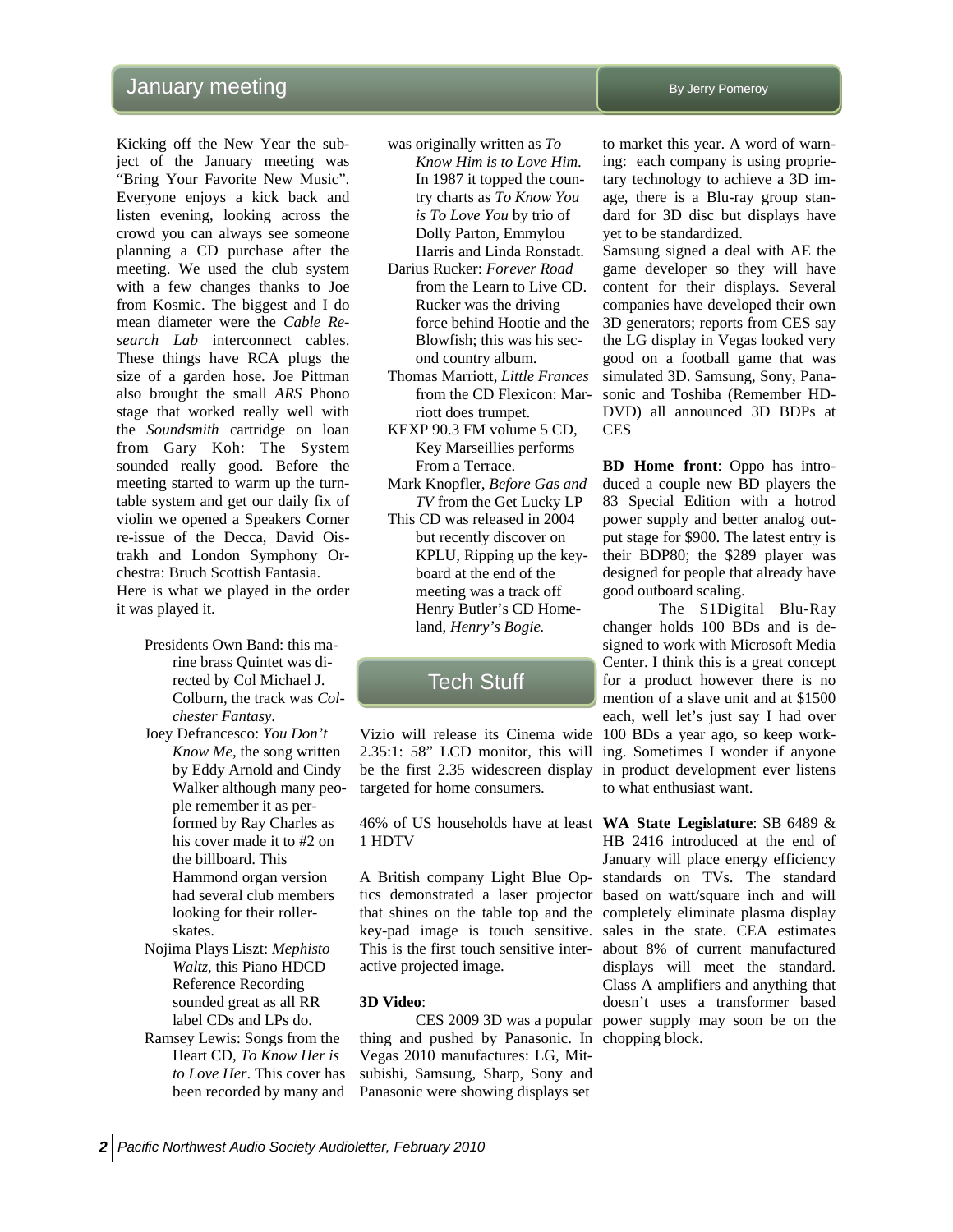## January meeting

By Jerry Pomeroy

Kicking off the New Year the subject of the January meeting was "Bring Your Favorite New Music". Everyone enjoys a kick back and listen evening, looking across the crowd you can always see someone planning a CD purchase after the meeting. We used the club system with a few changes thanks to Joe from Kosmic. The biggest and I do mean diameter were the *Cable Research Lab* interconnect cables. These things have RCA plugs the size of a garden hose. Joe Pittman also brought the small *ARS* Phono stage that worked really well with the *Soundsmith* cartridge on loan from Gary Koh: The System sounded really good. Before the meeting started to warm up the turntable system and get our daily fix of violin we opened a Speakers Corner re-issue of the Decca, David Oistrakh and London Symphony Orchestra: Bruch Scottish Fantasia.

Here is what we played in the order it was played it.

- Presidents Own Band: this marine brass Quintet was directed by Col Michael J. Colburn, the track was *Colchester Fantasy*.
- Joey Defrancesco: *You Don't Know Me*, the song written by Eddy Arnold and Cindy Walker although many people remember it as performed by Ray Charles as his cover made it to #2 on the billboard. This Hammond organ version had several club members looking for their roller-skates.
- Nojima Plays Liszt: *Mephisto Waltz*, this Piano HDCD Reference Recording sounded great as all RR label CDs and LPs do.
- Ramsey Lewis: Songs from the Heart CD, *To Know Her is to Love Her*. This cover has been recorded by many and was originally written as *To Know Him is to Love Him.* In 1987 it topped the country charts as *To Know You is To Love You* by trio of Dolly Parton, Emmylou Harris and Linda Ronstadt.
- Darius Rucker: *Forever Road* from the Learn to Live CD. Rucker was the driving force behind Hootie and the Blowfish; this was his second country album.
- Thomas Marriott, *Little Frances* from the CD Flexicon: Marriott does trumpet.
- KEXP 90.3 FM volume 5 CD, Key Marseillies performs From a Terrace.
- Mark Knopfler, *Before Gas and TV* from the Get Lucky LP
- This CD was released in 2004 but recently discover on KPLU, Ripping up the keyboard at the end of the meeting was a track off Henry Butler's CD Homeland, *Henry's Bogie.*

## Tech Stuff

Vizio will release its Cinema wide 2.35:1: 58" LCD monitor, this will be the first 2.35 widescreen display targeted for home consumers.

46% of US households have at least 1 HDTV

A British company Light Blue Optics demonstrated a laser projector that shines on the table top and the key-pad image is touch sensitive. This is the first touch sensitive interactive projected image.

**3D Video**:

CES 2009 3D was a popular thing and pushed by Panasonic. In Vegas 2010 manufactures: LG, Mitsubishi, Samsung, Sharp, Sony and Panasonic were showing displays set to market this year. A word of warning: each company is using proprietary technology to achieve a 3D image, there is a Blu-ray group standard for 3D disc but displays have yet to be standardized.

Samsung signed a deal with AE the game developer so they will have content for their displays. Several companies have developed their own 3D generators; reports from CES say the LG display in Vegas looked very good on a football game that was simulated 3D. Samsung, Sony, Panasonic and Toshiba (Remember HD-DVD) all announced 3D BDPs at CES

**BD Home front**: Oppo has introduced a couple new BD players the 83 Special Edition with a hotrod power supply and better analog output stage for $900. The latest entry is their BDP80; the $289 player was designed for people that already have good outboard scaling.

The S1Digital Blu-Ray changer holds 100 BDs and is designed to work with Microsoft Media Center. I think this is a great concept for a product however there is no mention of a slave unit and at $1500 each, well let's just say I had over 100 BDs a year ago, so keep working. Sometimes I wonder if anyone in product development ever listens to what enthusiast want.

**WA State Legislature**: SB 6489 & HB 2416 introduced at the end of January will place energy efficiency standards on TVs. The standard based on watt/square inch and will completely eliminate plasma display sales in the state. CEA estimates about 8% of current manufactured displays will meet the standard. Class A amplifiers and anything that doesn't uses a transformer based power supply may soon be on the chopping block.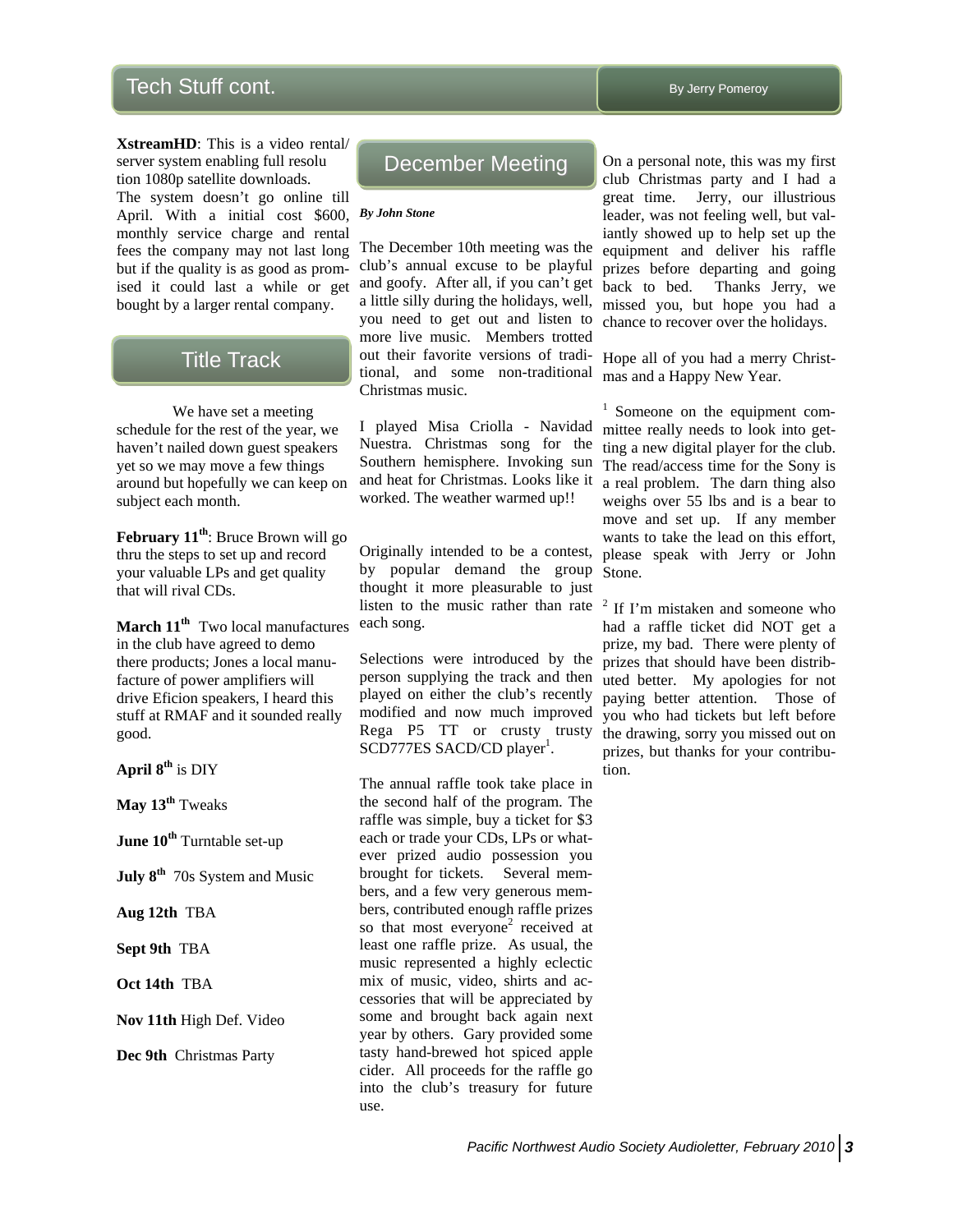## Tech Stuff cont.

By Jerry Pomeroy

**XstreamHD**: This is a video rental/ server system enabling full resolu tion 1080p satellite downloads. The system doesn't go online till April. With a initial cost $600, monthly service charge and rental fees the company may not last long but if the quality is as good as promised it could last a while or get bought by a larger rental company.

## Title Track

We have set a meeting schedule for the rest of the year, we haven't nailed down guest speakers yet so we may move a few things around but hopefully we can keep on subject each month.

**February 11th**: Bruce Brown will go thru the steps to set up and record your valuable LPs and get quality that will rival CDs.

**March 11th** Two local manufactures in the club have agreed to demo there products; Jones a local manufacture of power amplifiers will drive Eficion speakers, I heard this stuff at RMAF and it sounded really good.

**April 8th** is DIY

**May 13th** Tweaks

**June 10th** Turntable set-up

**July 8th** 70s System and Music

**Aug 12th** TBA

**Sept 9th** TBA

**Oct 14th** TBA

**Nov 11th** High Def. Video

**Dec 9th** Christmas Party

## December Meeting

***By John Stone***

The December 10th meeting was the club's annual excuse to be playful and goofy. After all, if you can't get a little silly during the holidays, well, you need to get out and listen to more live music. Members trotted out their favorite versions of traditional, and some non-traditional Christmas music.

I played Misa Criolla - Navidad Nuestra. Christmas song for the Southern hemisphere. Invoking sun and heat for Christmas. Looks like it worked. The weather warmed up!!

Originally intended to be a contest, by popular demand the group thought it more pleasurable to just listen to the music rather than rate each song.

Selections were introduced by the person supplying the track and then played on either the club's recently modified and now much improved Rega P5 TT or crusty trusty SCD777ES SACD/CD player[1].

The annual raffle took take place in the second half of the program. The raffle was simple, buy a ticket for $3 each or trade your CDs, LPs or whatever prized audio possession you brought for tickets. Several members, and a few very generous members, contributed enough raffle prizes so that most everyone[2] received at least one raffle prize. As usual, the music represented a highly eclectic mix of music, video, shirts and accessories that will be appreciated by some and brought back again next year by others. Gary provided some tasty hand-brewed hot spiced apple cider. All proceeds for the raffle go into the club's treasury for future use.

On a personal note, this was my first club Christmas party and I had a great time. Jerry, our illustrious leader, was not feeling well, but valiantly showed up to help set up the equipment and deliver his raffle prizes before departing and going back to bed. Thanks Jerry, we missed you, but hope you had a chance to recover over the holidays.

Hope all of you had a merry Christmas and a Happy New Year.

[1] Someone on the equipment committee really needs to look into getting a new digital player for the club. The read/access time for the Sony is a real problem. The darn thing also weighs over 55 lbs and is a bear to move and set up. If any member wants to take the lead on this effort, please speak with Jerry or John Stone.

[2] If I'm mistaken and someone who had a raffle ticket did NOT get a prize, my bad. There were plenty of prizes that should have been distributed better. My apologies for not paying better attention. Those of you who had tickets but left before the drawing, sorry you missed out on prizes, but thanks for your contribution.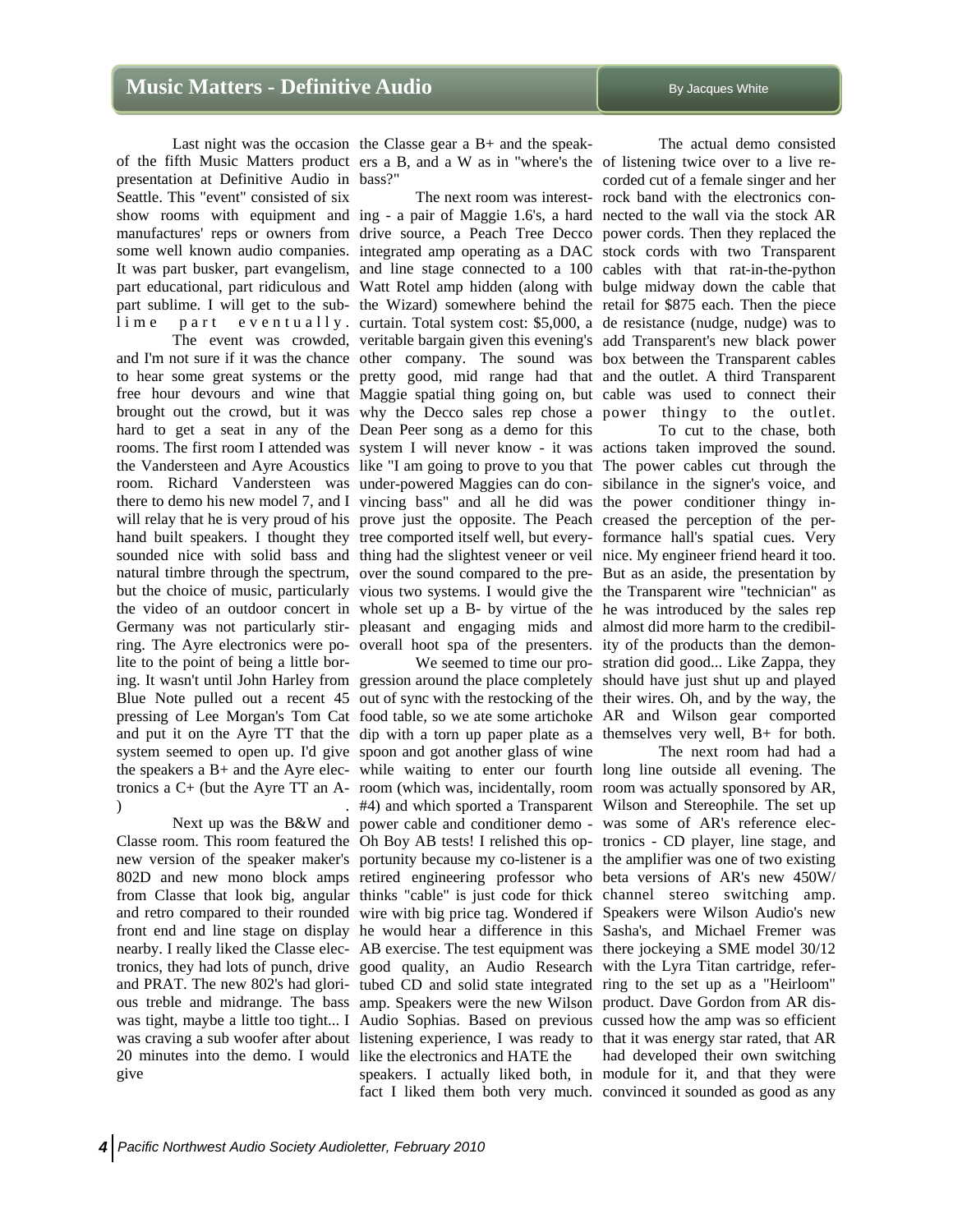# Music Matters - Definitive Audio

By Jacques White

Last night was the occasion of the fifth Music Matters product presentation at Definitive Audio in Seattle. This "event" consisted of six show rooms with equipment and manufactures' reps or owners from some well known audio companies. It was part busker, part evangelism, part educational, part ridiculous and part sublime. I will get to the sublime part eventually.

The event was crowded, and I'm not sure if it was the chance to hear some great systems or the free hour devours and wine that brought out the crowd, but it was hard to get a seat in any of the rooms. The first room I attended was the Vandersteen and Ayre Acoustics room. Richard Vandersteen was there to demo his new model 7, and I will relay that he is very proud of his hand built speakers. I thought they sounded nice with solid bass and natural timbre through the spectrum, but the choice of music, particularly the video of an outdoor concert in Germany was not particularly stirring. The Ayre electronics were polite to the point of being a little boring. It wasn't until John Harley from Blue Note pulled out a recent 45 pressing of Lee Morgan's Tom Cat and put it on the Ayre TT that the system seemed to open up. I'd give the speakers a B+ and the Ayre electronics a C+ (but the Ayre TT an A-).

Next up was the B&W and Classe room. This room featured the new version of the speaker maker's 802D and new mono block amps from Classe that look big, angular and retro compared to their rounded front end and line stage on display nearby. I really liked the Classe electronics, they had lots of punch, drive and PRAT. The new 802's had glorious treble and midrange. The bass was tight, maybe a little too tight... I was craving a sub woofer after about 20 minutes into the demo. I would give the Classe gear a B+ and the speakers a B, and a W as in "where's the bass?"

The next room was interesting - a pair of Maggie 1.6's, a hard drive source, a Peach Tree Decco integrated amp operating as a DAC and line stage connected to a 100 Watt Rotel amp hidden (along with the Wizard) somewhere behind the curtain. Total system cost: $5,000, a veritable bargain given this evening's other company. The sound was pretty good, mid range had that Maggie spatial thing going on, but why the Decco sales rep chose a Dean Peer song as a demo for this system I will never know - it was like "I am going to prove to you that under-powered Maggies can do convincing bass" and all he did was prove just the opposite. The Peach tree comported itself well, but everything had the slightest veneer or veil over the sound compared to the previous two systems. I would give the whole set up a B- by virtue of the pleasant and engaging mids and overall hoot spa of the presenters.

We seemed to time our progression around the place completely out of sync with the restocking of the food table, so we ate some artichoke dip with a torn up paper plate as a spoon and got another glass of wine while waiting to enter our fourth room (which was, incidentally, room #4) and which sported a Transparent power cable and conditioner demo - Oh Boy AB tests! I relished this opportunity because my co-listener is a retired engineering professor who thinks "cable" is just code for thick wire with big price tag. Wondered if he would hear a difference in this AB exercise. The test equipment was good quality, an Audio Research tubed CD and solid state integrated amp. Speakers were the new Wilson Audio Sophias. Based on previous listening experience, I was ready to like the electronics and HATE the speakers. I actually liked both, in fact I liked them both very much.

The actual demo consisted of listening twice over to a live recorded cut of a female singer and her rock band with the electronics connected to the wall via the stock AR power cords. Then they replaced the stock cords with two Transparent cables with that rat-in-the-python bulge midway down the cable that retail for $875 each. Then the piece de resistance (nudge, nudge) was to add Transparent's new black power box between the Transparent cables and the outlet. A third Transparent cable was used to connect their power thingy to the outlet.

To cut to the chase, both actions taken improved the sound. The power cables cut through the sibilance in the signer's voice, and the power conditioner thingy increased the perception of the performance hall's spatial cues. Very nice. My engineer friend heard it too. But as an aside, the presentation by the Transparent wire "technician" as he was introduced by the sales rep almost did more harm to the credibility of the products than the demonstration did good... Like Zappa, they should have just shut up and played their wires. Oh, and by the way, the AR and Wilson gear comported themselves very well, B+ for both.

The next room had had a long line outside all evening. The room was actually sponsored by AR, Wilson and Stereophile. The set up was some of AR's reference electronics - CD player, line stage, and the amplifier was one of two existing beta versions of AR's new 450W/channel stereo switching amp. Speakers were Wilson Audio's new Sasha's, and Michael Fremer was there jockeying a SME model 30/12 with the Lyra Titan cartridge, referring to the set up as a "Heirloom" product. Dave Gordon from AR discussed how the amp was so efficient that it was energy star rated, that AR had developed their own switching module for it, and that they were convinced it sounded as good as any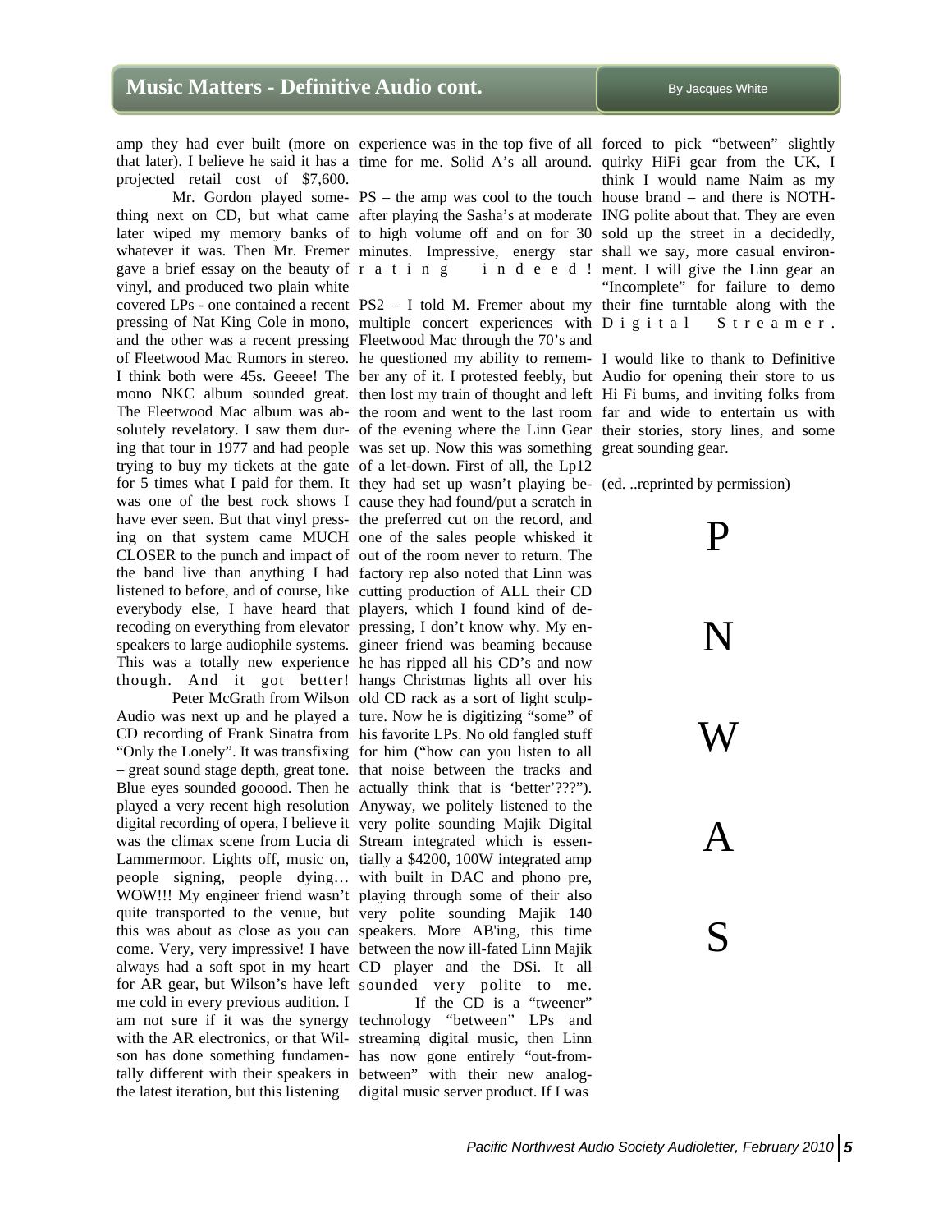## Music Matters - Definitive Audio cont.

By Jacques White

amp they had ever built (more on that later). I believe he said it has a projected retail cost of $7,600.

Mr. Gordon played something next on CD, but what came later wiped my memory banks of whatever it was. Then Mr. Fremer gave a brief essay on the beauty of vinyl, and produced two plain white covered LPs - one contained a recent pressing of Nat King Cole in mono, and the other was a recent pressing of Fleetwood Mac Rumors in stereo. I think both were 45s. Geeee! The mono NKC album sounded great. The Fleetwood Mac album was absolutely revelatory. I saw them during that tour in 1977 and had people trying to buy my tickets at the gate for 5 times what I paid for them. It was one of the best rock shows I have ever seen. But that vinyl pressing on that system came MUCH CLOSER to the punch and impact of the band live than anything I had listened to before, and of course, like everybody else, I have heard that recoding on everything from elevator speakers to large audiophile systems. This was a totally new experience though. And it got better!

Peter McGrath from Wilson Audio was next up and he played a CD recording of Frank Sinatra from "Only the Lonely". It was transfixing – great sound stage depth, great tone. Blue eyes sounded gooood. Then he played a very recent high resolution digital recording of opera, I believe it was the climax scene from Lucia di Lammermoor. Lights off, music on, people signing, people dying… WOW!!! My engineer friend wasn't quite transported to the venue, but this was about as close as you can come. Very, very impressive! I have always had a soft spot in my heart for AR gear, but Wilson's have left me cold in every previous audition. I am not sure if it was the synergy with the AR electronics, or that Wilson has done something fundamentally different with their speakers in the latest iteration, but this listening experience was in the top five of all time for me. Solid A's all around.

PS – the amp was cool to the touch after playing the Sasha's at moderate to high volume off and on for 30 minutes. Impressive, energy star rating indeed!

PS2 – I told M. Fremer about my multiple concert experiences with Fleetwood Mac through the 70's and he questioned my ability to remember any of it. I protested feebly, but then lost my train of thought and left the room and went to the last room of the evening where the Linn Gear was set up. Now this was something of a let-down. First of all, the Lp12 they had set up wasn't playing because they had found/put a scratch in the preferred cut on the record, and one of the sales people whisked it out of the room never to return. The factory rep also noted that Linn was cutting production of ALL their CD players, which I found kind of depressing, I don't know why. My engineer friend was beaming because he has ripped all his CD's and now hangs Christmas lights all over his old CD rack as a sort of light sculpture. Now he is digitizing "some" of his favorite LPs. No old fangled stuff for him ("how can you listen to all that noise between the tracks and actually think that is 'better'???"). Anyway, we politely listened to the very polite sounding Majik Digital Stream integrated which is essentially a $4200, 100W integrated amp with built in DAC and phono pre, playing through some of their also very polite sounding Majik 140 speakers. More AB'ing, this time between the now ill-fated Linn Majik CD player and the DSi. It all sounded very polite to me.

If the CD is a "tweener" technology "between" LPs and streaming digital music, then Linn has now gone entirely "out-from-between" with their new analog-digital music server product. If I was forced to pick "between" slightly quirky HiFi gear from the UK, I think I would name Naim as my house brand – and there is NOTHING polite about that. They are even sold up the street in a decidedly, shall we say, more casual environment. I will give the Linn gear an "Incomplete" for failure to demo their fine turntable along with the Digital Streamer.

I would like to thank to Definitive Audio for opening their store to us Hi Fi bums, and inviting folks from far and wide to entertain us with their stories, story lines, and some great sounding gear.

(ed. ..reprinted by permission)

P

N

W

A

S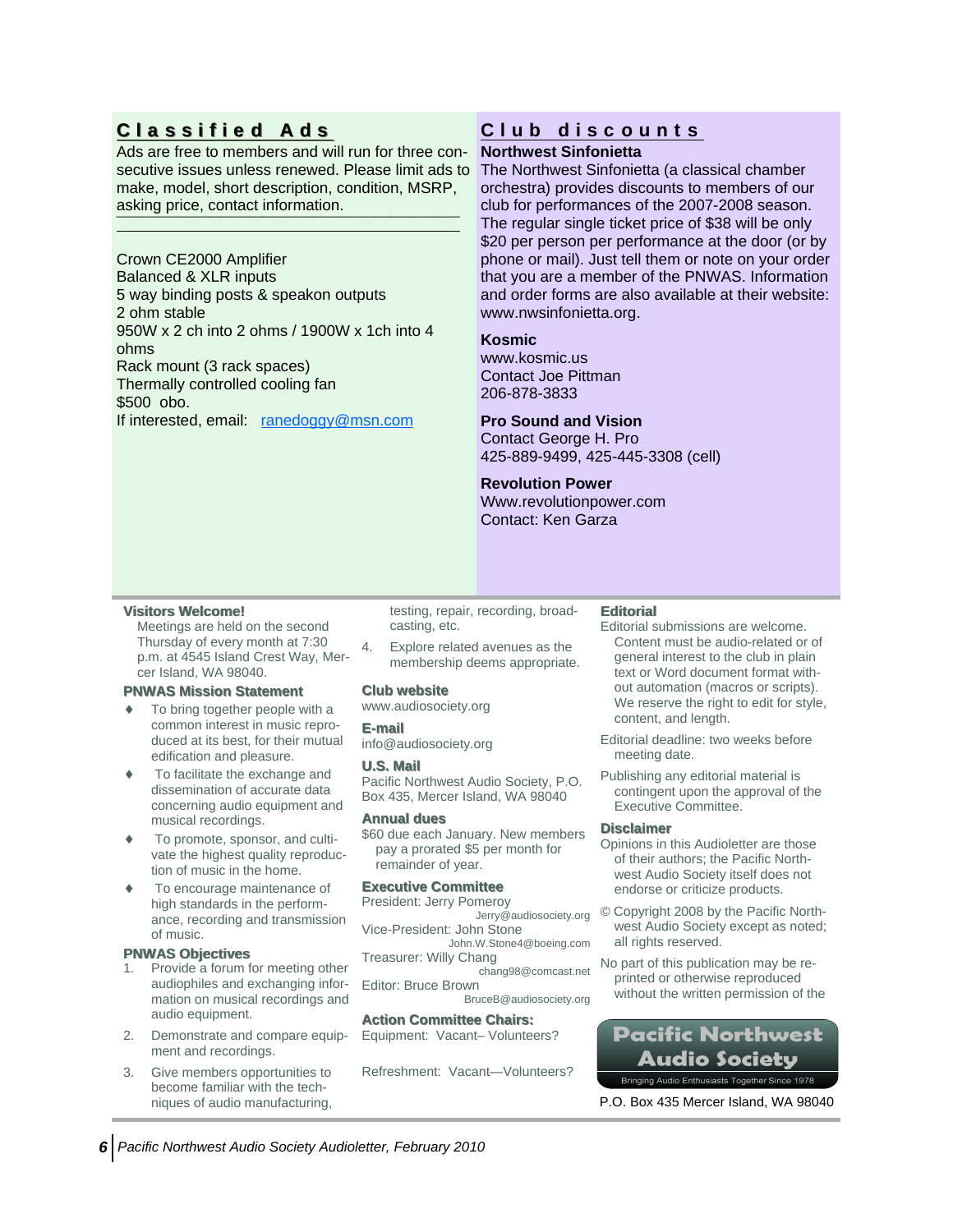## Classified Ads

Ads are free to members and will run for three consecutive issues unless renewed. Please limit ads to make, model, short description, condition, MSRP, asking price, contact information.

Crown CE2000 Amplifier
Balanced & XLR inputs
5 way binding posts & speakon outputs
2 ohm stable
950W x 2 ch into 2 ohms / 1900W x 1ch into 4 ohms
Rack mount (3 rack spaces)
Thermally controlled cooling fan
$500 obo.
If interested, email: ranedoggy@msn.com

## Club discounts

**Northwest Sinfonietta**
The Northwest Sinfonietta (a classical chamber orchestra) provides discounts to members of our club for performances of the 2007-2008 season. The regular single ticket price of $38 will be only $20 per person per performance at the door (or by phone or mail). Just tell them or note on your order that you are a member of the PNWAS. Information and order forms are also available at their website: www.nwsinfonietta.org.

**Kosmic**
www.kosmic.us
Contact Joe Pittman
206-878-3833

**Pro Sound and Vision**
Contact George H. Pro
425-889-9499, 425-445-3308 (cell)

**Revolution Power**
Www.revolutionpower.com
Contact: Ken Garza

### Visitors Welcome!

Meetings are held on the second Thursday of every month at 7:30 p.m. at 4545 Island Crest Way, Mercer Island, WA 98040.

### PNWAS Mission Statement

- To bring together people with a common interest in music reproduced at its best, for their mutual edification and pleasure.
- To facilitate the exchange and dissemination of accurate data concerning audio equipment and musical recordings.
- To promote, sponsor, and cultivate the highest quality reproduction of music in the home.
- To encourage maintenance of high standards in the performance, recording and transmission of music.

### PNWAS Objectives

1. Provide a forum for meeting other audiophiles and exchanging information on musical recordings and audio equipment.
2. Demonstrate and compare equipment and recordings.
3. Give members opportunities to become familiar with the techniques of audio manufacturing, testing, repair, recording, broadcasting, etc.
4. Explore related avenues as the membership deems appropriate.

### Club website

www.audiosociety.org

### E-mail

info@audiosociety.org

### U.S. Mail

Pacific Northwest Audio Society, P.O. Box 435, Mercer Island, WA 98040

### Annual dues

$60 due each January. New members pay a prorated $5 per month for remainder of year.

### Executive Committee

President: Jerry Pomeroy
Jerry@audiosociety.org
Vice-President: John Stone
John.W.Stone4@boeing.com
Treasurer: Willy Chang
chang98@comcast.net
Editor: Bruce Brown
BruceB@audiosociety.org

### Action Committee Chairs:

Equipment: Vacant– Volunteers?

Refreshment: Vacant—Volunteers?

### Editorial

Editorial submissions are welcome. Content must be audio-related or of general interest to the club in plain text or Word document format without automation (macros or scripts). We reserve the right to edit for style, content, and length.

Editorial deadline: two weeks before meeting date.

Publishing any editorial material is contingent upon the approval of the Executive Committee.

### Disclaimer

Opinions in this Audioletter are those of their authors; the Pacific Northwest Audio Society itself does not endorse or criticize products.

© Copyright 2008 by the Pacific Northwest Audio Society except as noted; all rights reserved.

No part of this publication may be reprinted or otherwise reproduced without the written permission of the

**Pacific Northwest Audio Society**
Bringing Audio Enthusiasts Together Since 1978

P.O. Box 435 Mercer Island, WA 98040